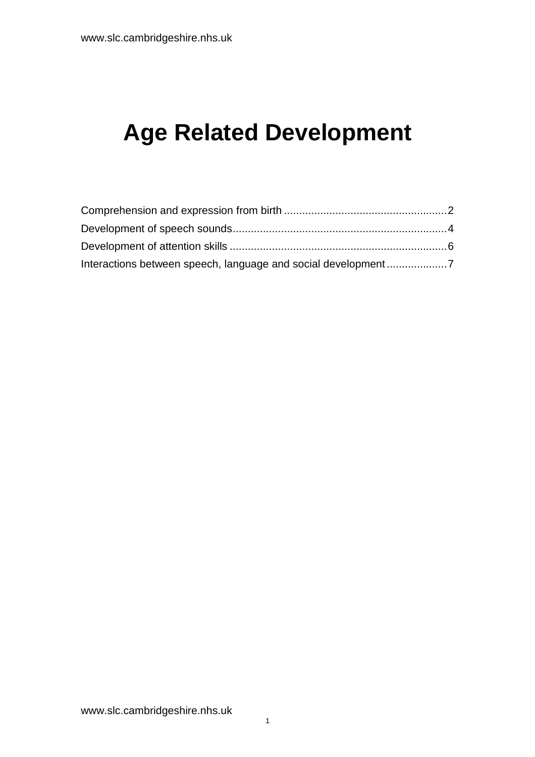# Age Related Development

Comprehension and expression from birth ...................................................... 2
Development of speech sounds ...................................................................... 4
Development of attention skills ....................................................................... 6
Interactions between speech, language and social development .................... 7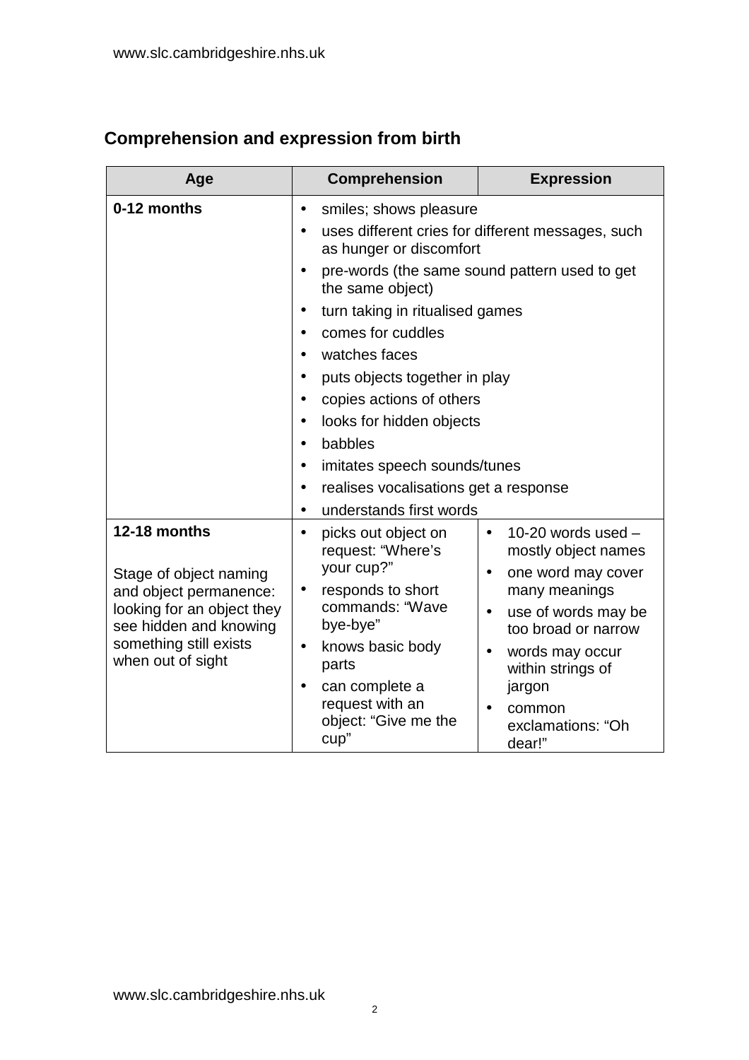## Comprehension and expression from birth

| Age | Comprehension | Expression |
|---|---|---|
| **0-12 months** | • smiles; shows pleasure<br>• uses different cries for different messages, such as hunger or discomfort<br>• pre-words (the same sound pattern used to get the same object)<br>• turn taking in ritualised games<br>• comes for cuddles<br>• watches faces<br>• puts objects together in play<br>• copies actions of others<br>• looks for hidden objects<br>• babbles<br>• imitates speech sounds/tunes<br>• realises vocalisations get a response<br>• understands first words | |
| **12-18 months**<br><br>Stage of object naming and object permanence: looking for an object they see hidden and knowing something still exists when out of sight | • picks out object on request: "Where's your cup?"<br>• responds to short commands: "Wave bye-bye"<br>• knows basic body parts<br>• can complete a request with an object: "Give me the cup" | • 10-20 words used – mostly object names<br>• one word may cover many meanings<br>• use of words may be too broad or narrow<br>• words may occur within strings of jargon<br>• common exclamations: "Oh dear!" |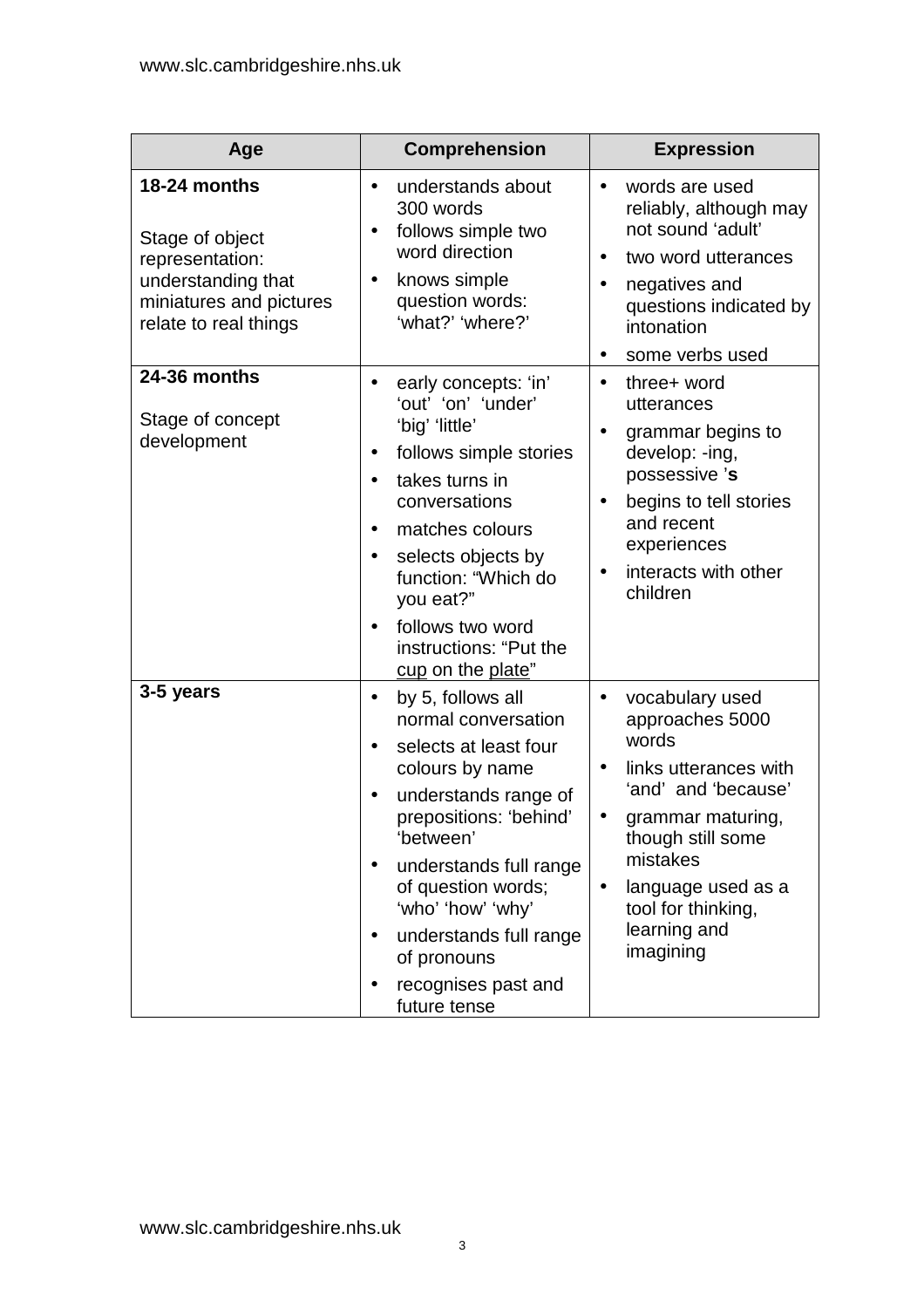| Age | Comprehension | Expression |
|---|---|---|
| **18-24 months**<br><br>Stage of object representation: understanding that miniatures and pictures relate to real things | • understands about 300 words<br>• follows simple two word direction<br>• knows simple question words: 'what?' 'where?' | • words are used reliably, although may not sound 'adult'<br>• two word utterances<br>• negatives and questions indicated by intonation<br>• some verbs used |
| **24-36 months**<br><br>Stage of concept development | • early concepts: 'in' 'out' 'on' 'under' 'big' 'little'<br>• follows simple stories<br>• takes turns in conversations<br>• matches colours<br>• selects objects by function: "Which do you eat?"<br>• follows two word instructions: "Put the cup on the plate" | • three+ word utterances<br>• grammar begins to develop: -ing, possessive '**s**<br>• begins to tell stories and recent experiences<br>• interacts with other children |
| **3-5 years** | • by 5, follows all normal conversation<br>• selects at least four colours by name<br>• understands range of prepositions: 'behind' 'between'<br>• understands full range of question words; 'who' 'how' 'why'<br>• understands full range of pronouns<br>• recognises past and future tense | • vocabulary used approaches 5000 words<br>• links utterances with 'and' and 'because'<br>• grammar maturing, though still some mistakes<br>• language used as a tool for thinking, learning and imagining |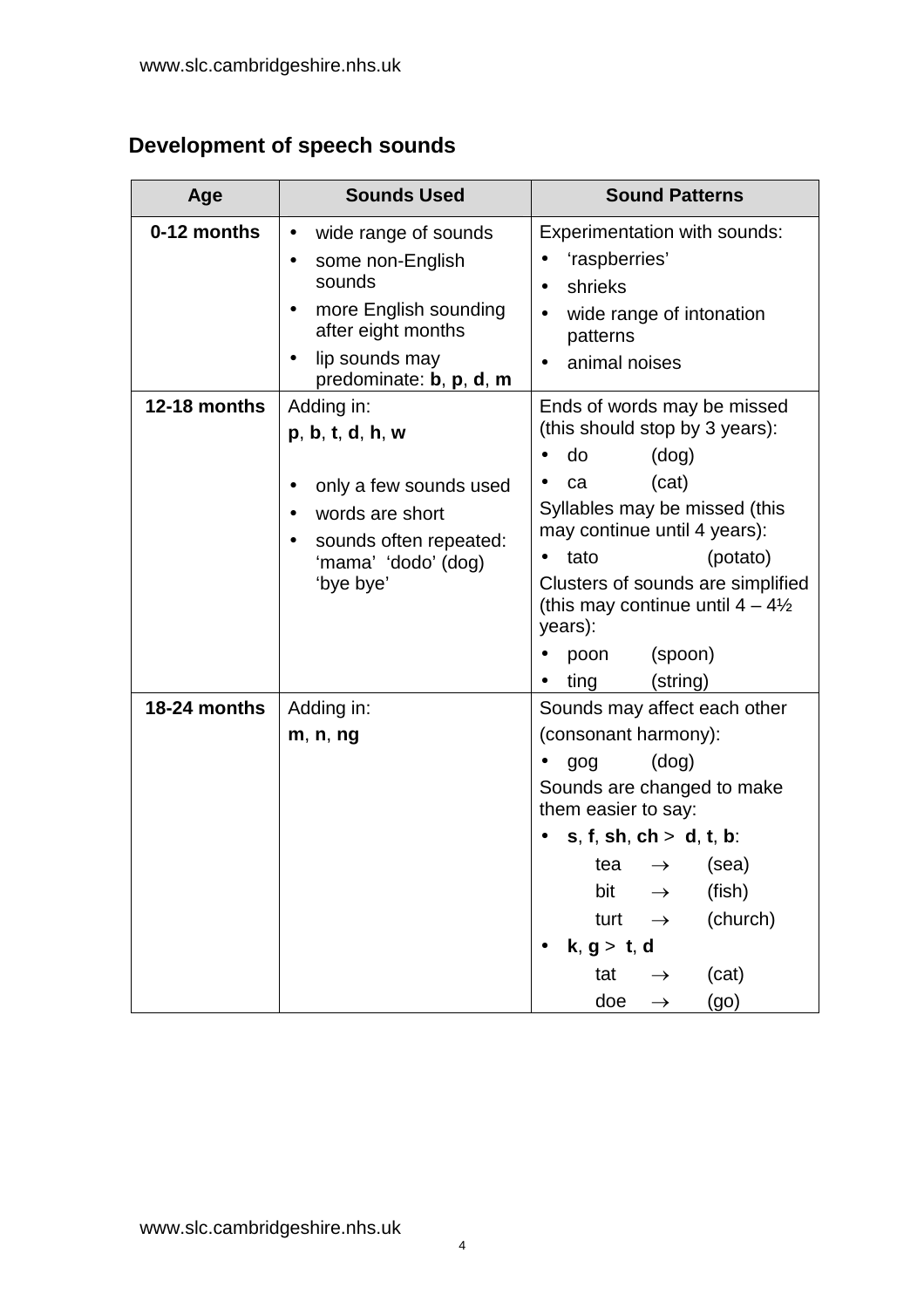## Development of speech sounds

| Age | Sounds Used | Sound Patterns |
|---|---|---|
| **0-12 months** | • wide range of sounds<br>• some non-English sounds<br>• more English sounding after eight months<br>• lip sounds may predominate: **b**, **p**, **d**, **m** | Experimentation with sounds:<br>• 'raspberries'<br>• shrieks<br>• wide range of intonation patterns<br>• animal noises |
| **12-18 months** | Adding in:<br>**p**, **b**, **t**, **d**, **h**, **w**<br><br>• only a few sounds used<br>• words are short<br>• sounds often repeated: 'mama' 'dodo' (dog) 'bye bye' | Ends of words may be missed (this should stop by 3 years):<br>• do (dog)<br>• ca (cat)<br>Syllables may be missed (this may continue until 4 years):<br>• tato (potato)<br>Clusters of sounds are simplified (this may continue until 4 – 4½ years):<br>• poon (spoon)<br>• ting (string) |
| **18-24 months** | Adding in:<br>**m**, **n**, **ng** | Sounds may affect each other (consonant harmony):<br>• gog (dog)<br>Sounds are changed to make them easier to say:<br>• **s**, **f**, **sh**, **ch** > **d**, **t**, **b**:<br>tea → (sea)<br>bit → (fish)<br>turt → (church)<br>• **k**, **g** > **t**, **d**<br>tat → (cat)<br>doe → (go) |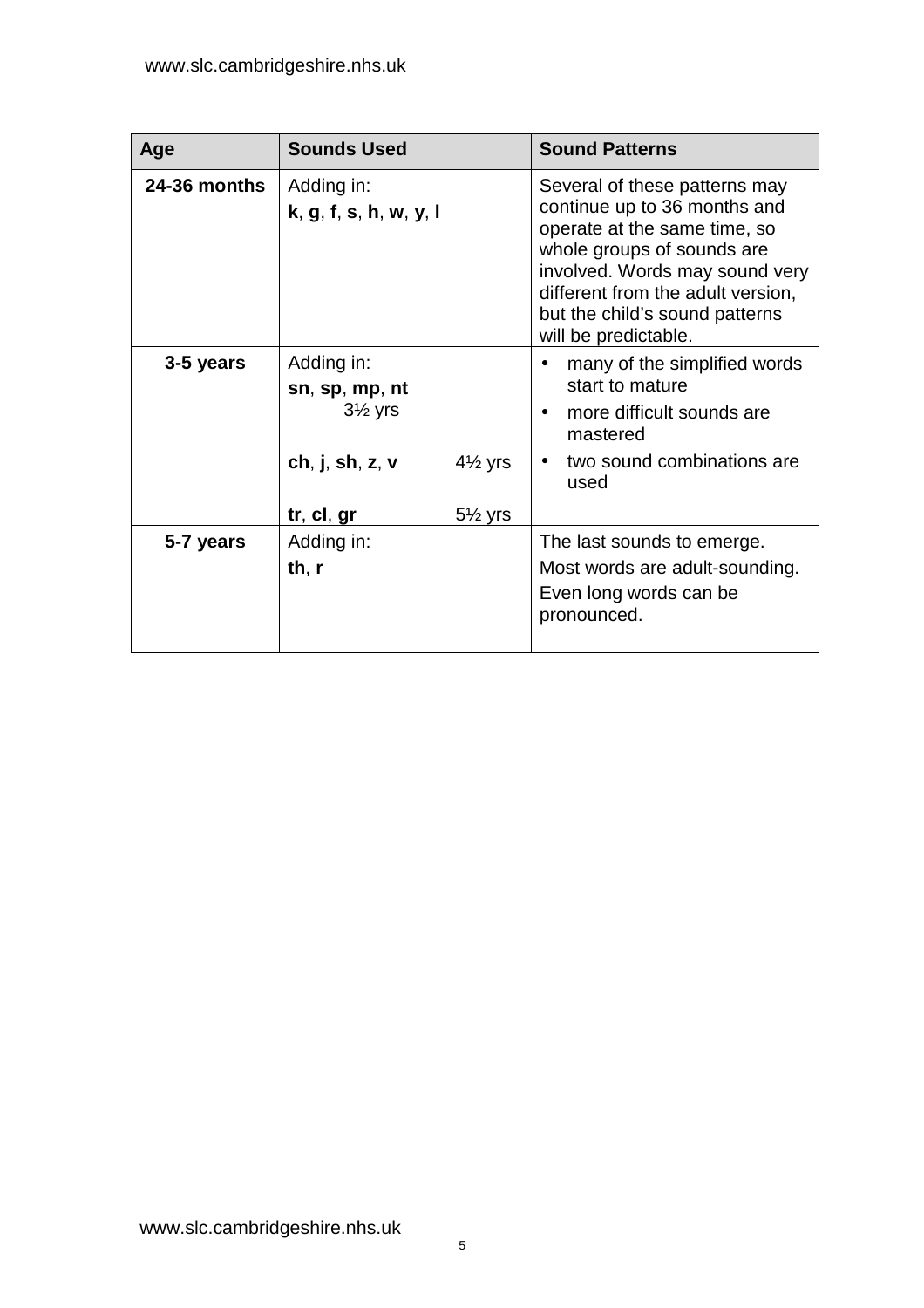| Age | Sounds Used | Sound Patterns |
|---|---|---|
| **24-36 months** | Adding in:<br>**k**, **g**, **f**, **s**, **h**, **w**, **y**, **l** | Several of these patterns may continue up to 36 months and operate at the same time, so whole groups of sounds are involved. Words may sound very different from the adult version, but the child's sound patterns will be predictable. |
| **3-5 years** | Adding in:<br>**sn**, **sp**, **mp**, **nt** 3½ yrs<br>**ch**, **j**, **sh**, **z**, **v** 4½ yrs<br>**tr**, **cl**, **gr** 5½ yrs | • many of the simplified words start to mature<br>• more difficult sounds are mastered<br>• two sound combinations are used |
| **5-7 years** | Adding in:<br>**th**, **r** | The last sounds to emerge.<br>Most words are adult-sounding.<br>Even long words can be pronounced. |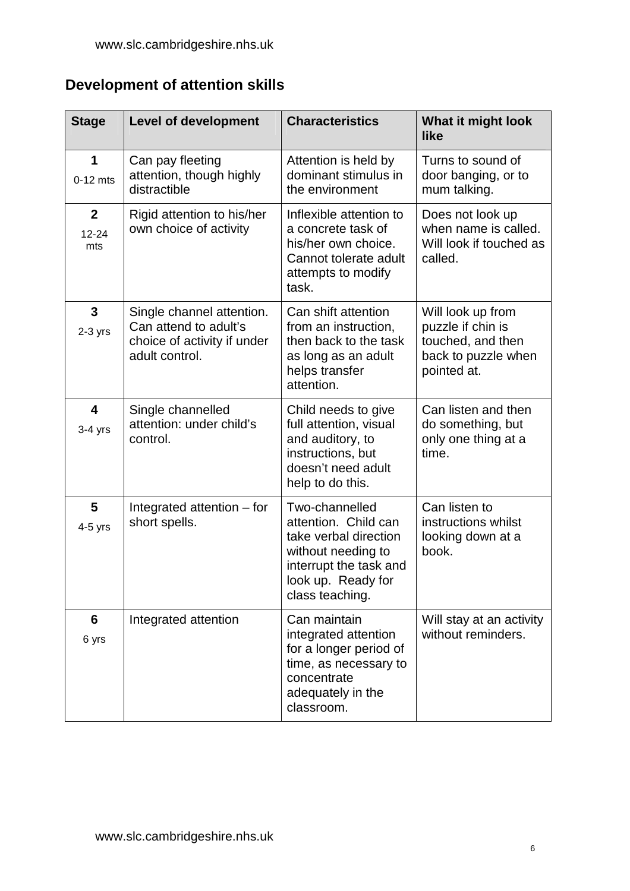## Development of attention skills

| Stage | Level of development | Characteristics | What it might look like |
|---|---|---|---|
| **1** 0-12 mts | Can pay fleeting attention, though highly distractible | Attention is held by dominant stimulus in the environment | Turns to sound of door banging, or to mum talking. |
| **2** 12-24 mts | Rigid attention to his/her own choice of activity | Inflexible attention to a concrete task of his/her own choice. Cannot tolerate adult attempts to modify task. | Does not look up when name is called. Will look if touched as called. |
| **3** 2-3 yrs | Single channel attention. Can attend to adult's choice of activity if under adult control. | Can shift attention from an instruction, then back to the task as long as an adult helps transfer attention. | Will look up from puzzle if chin is touched, and then back to puzzle when pointed at. |
| **4** 3-4 yrs | Single channelled attention: under child's control. | Child needs to give full attention, visual and auditory, to instructions, but doesn't need adult help to do this. | Can listen and then do something, but only one thing at a time. |
| **5** 4-5 yrs | Integrated attention – for short spells. | Two-channelled attention. Child can take verbal direction without needing to interrupt the task and look up. Ready for class teaching. | Can listen to instructions whilst looking down at a book. |
| **6** 6 yrs | Integrated attention | Can maintain integrated attention for a longer period of time, as necessary to concentrate adequately in the classroom. | Will stay at an activity without reminders. |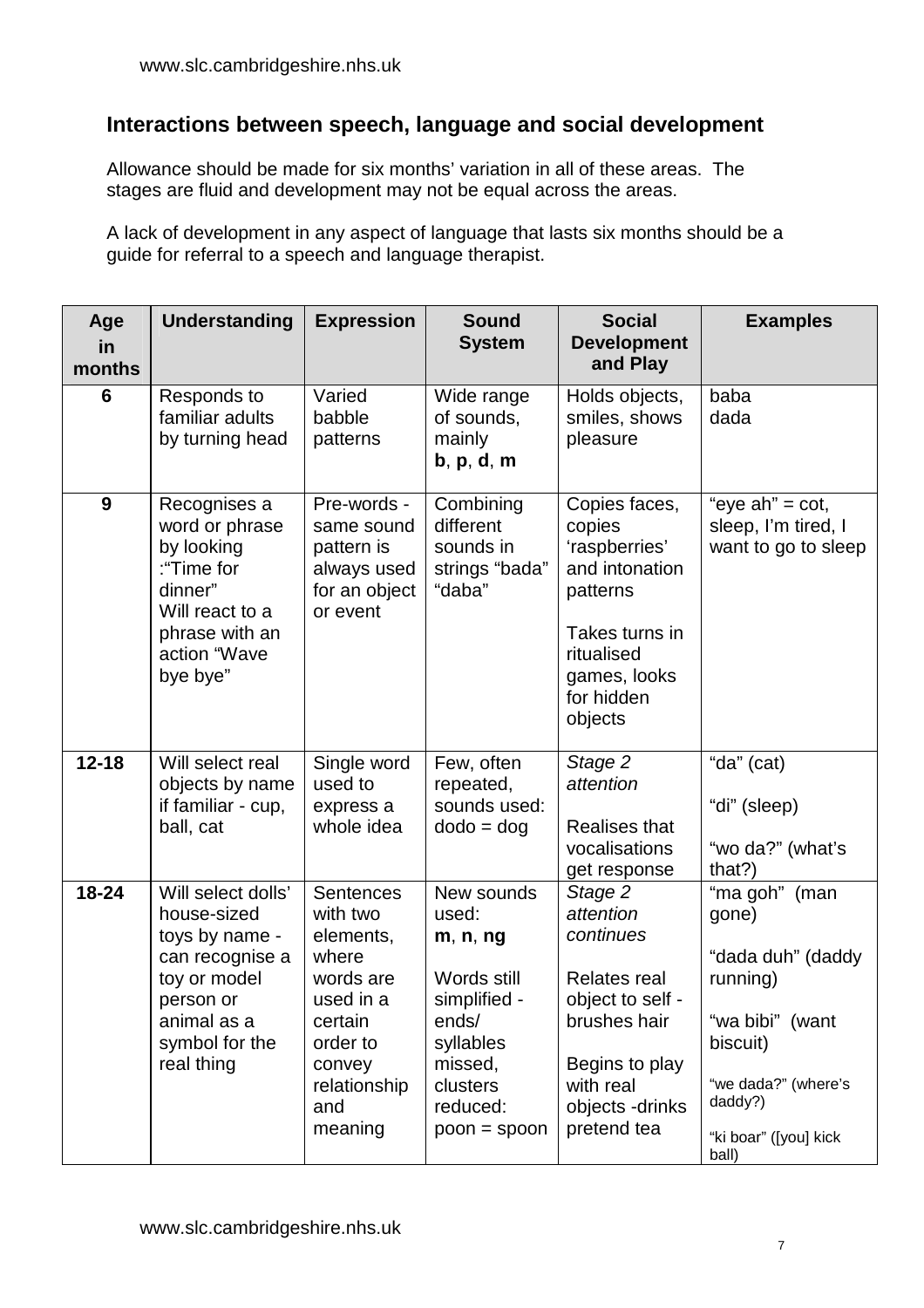## Interactions between speech, language and social development

Allowance should be made for six months' variation in all of these areas. The stages are fluid and development may not be equal across the areas.

A lack of development in any aspect of language that lasts six months should be a guide for referral to a speech and language therapist.

| Age in months | Understanding | Expression | Sound System | Social Development and Play | Examples |
|---|---|---|---|---|---|
| 6 | Responds to familiar adults by turning head | Varied babble patterns | Wide range of sounds, mainly **b**, **p**, **d**, **m** | Holds objects, smiles, shows pleasure | baba<br>dada |
| 9 | Recognises a word or phrase by looking :"Time for dinner"<br>Will react to a phrase with an action "Wave bye bye" | Pre-words - same sound pattern is always used for an object or event | Combining different sounds in strings "bada" "daba" | Copies faces, copies 'raspberries' and intonation patterns<br><br>Takes turns in ritualised games, looks for hidden objects | "eye ah" = cot, sleep, I'm tired, I want to go to sleep |
| 12-18 | Will select real objects by name if familiar - cup, ball, cat | Single word used to express a whole idea | Few, often repeated, sounds used: dodo = dog | *Stage 2 attention*<br><br>Realises that vocalisations get response | "da" (cat)<br><br>"di" (sleep)<br><br>"wo da?" (what's that?) |
| 18-24 | Will select dolls' house-sized toys by name - can recognise a toy or model person or animal as a symbol for the real thing | Sentences with two elements, where words are used in a certain order to convey relationship and meaning | New sounds used:<br>**m**, **n**, **ng**<br><br>Words still simplified - ends/ syllables missed, clusters reduced: poon = spoon | *Stage 2 attention continues*<br><br>Relates real object to self - brushes hair<br><br>Begins to play with real objects -drinks pretend tea | "ma goh" (man gone)<br><br>"dada duh" (daddy running)<br><br>"wa bibi" (want biscuit)<br><br>"we dada?" (where's daddy?)<br><br>"ki boar" ([you] kick ball) |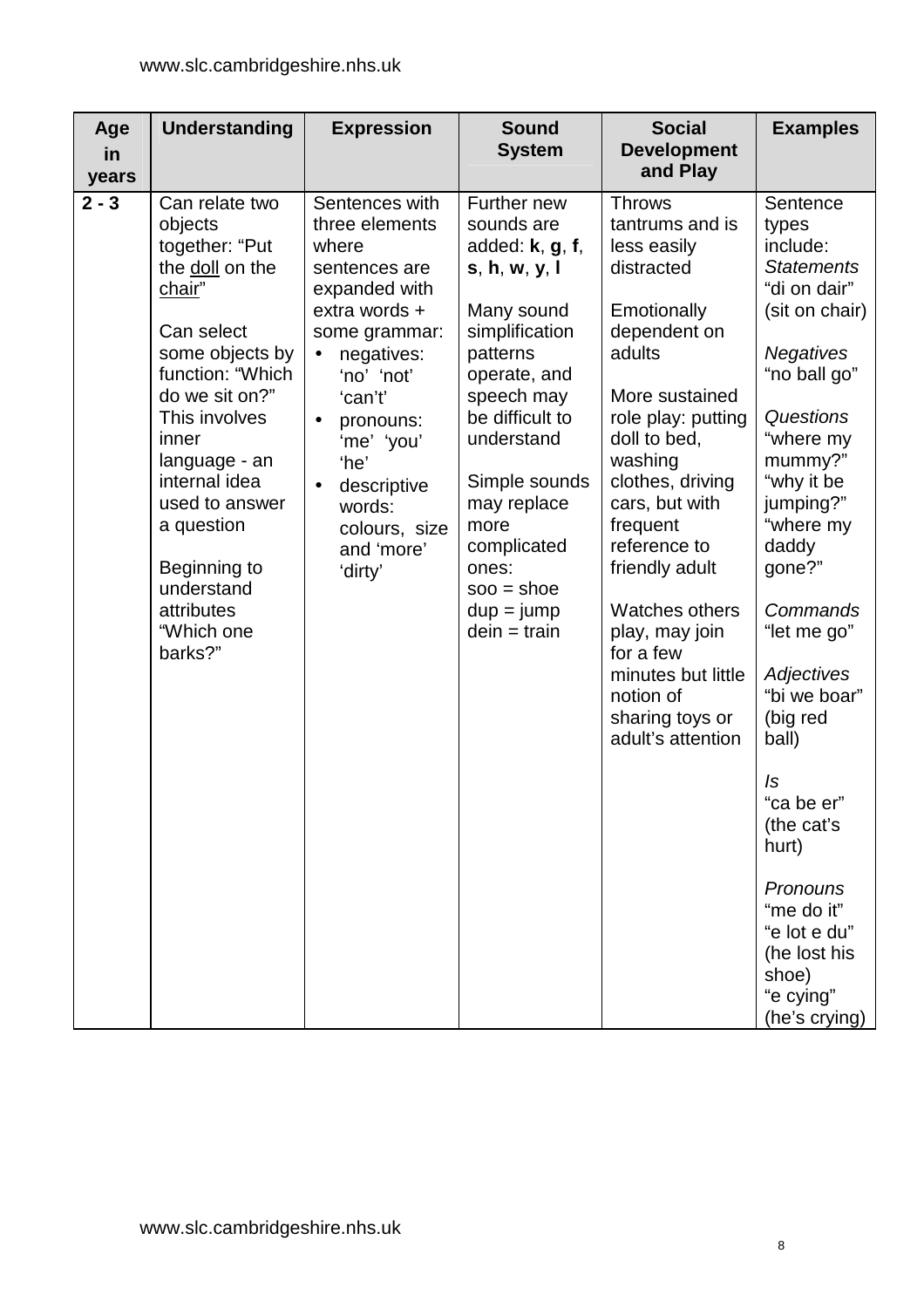| Age in years | Understanding | Expression | Sound System | Social Development and Play | Examples |
|---|---|---|---|---|---|
| **2 - 3** | Can relate two objects together: "Put the <u>doll</u> on the <u>chair</u>"<br><br>Can select some objects by function: "Which do we sit on?" This involves inner language - an internal idea used to answer a question<br><br>Beginning to understand attributes "Which one barks?" | Sentences with three elements where sentences are expanded with extra words + some grammar:<br>• negatives: 'no' 'not' 'can't'<br>• pronouns: 'me' 'you' 'he'<br>• descriptive words: colours, size and 'more' 'dirty' | Further new sounds are added: **k**, **g**, **f**, **s**, **h**, **w**, **y**, **l**<br><br>Many sound simplification patterns operate, and speech may be difficult to understand<br><br>Simple sounds may replace more complicated ones:<br>soo = shoe<br>dup = jump<br>dein = train | Throws tantrums and is less easily distracted<br><br>Emotionally dependent on adults<br><br>More sustained role play: putting doll to bed, washing clothes, driving cars, but with frequent reference to friendly adult<br><br>Watches others play, may join for a few minutes but little notion of sharing toys or adult's attention | Sentence types include:<br>*Statements*<br>"di on dair" (sit on chair)<br><br>*Negatives*<br>"no ball go"<br><br>*Questions*<br>"where my mummy?"<br>"why it be jumping?"<br>"where my daddy gone?"<br><br>*Commands*<br>"let me go"<br><br>*Adjectives*<br>"bi we boar" (big red ball)<br><br>*Is*<br>"ca be er" (the cat's hurt)<br><br>*Pronouns*<br>"me do it"<br>"e lot e du" (he lost his shoe)<br>"e cying" (he's crying) |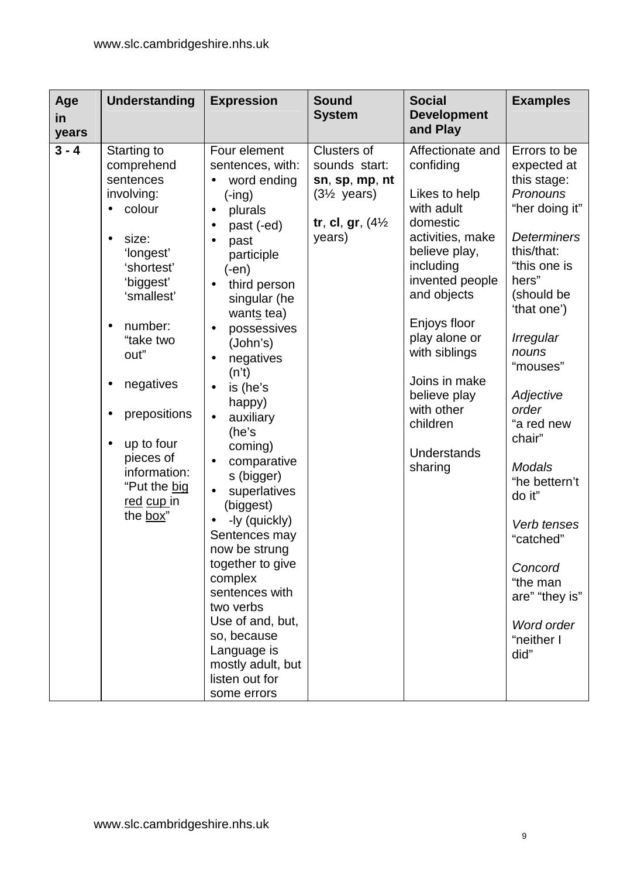| Age in years | Understanding | Expression | Sound System | Social Development and Play | Examples |
|---|---|---|---|---|---|
| **3 - 4** | Starting to comprehend sentences involving:<br>• colour<br>• size: 'longest' 'shortest' 'biggest' 'smallest'<br>• number: "take two out"<br>• negatives<br>• prepositions<br>• up to four pieces of information: "Put the <u>big</u> <u>red</u> <u>cup</u> in the <u>box</u>" | Four element sentences, with:<br>• word ending (-ing)<br>• plurals<br>• past (-ed)<br>• past participle (-en)<br>• third person singular (he want<u>s</u> tea)<br>• possessives (John's)<br>• negatives (n't)<br>• is (he's happy)<br>• auxiliary (he's coming)<br>• comparatives (bigger)<br>• superlatives (biggest)<br>• -ly (quickly)<br>Sentences may now be strung together to give complex sentences with two verbs<br>Use of and, but, so, because<br>Language is mostly adult, but listen out for some errors | Clusters of sounds start: **sn**, **sp**, **mp**, **nt** (3½ years)<br><br>**tr**, **cl**, **gr**, (4½ years) | Affectionate and confiding<br><br>Likes to help with adult domestic activities, make believe play, including invented people and objects<br><br>Enjoys floor play alone or with siblings<br><br>Joins in make believe play with other children<br><br>Understands sharing | Errors to be expected at this stage:<br>*Pronouns* "her doing it"<br><br>*Determiners* this/that: "this one is hers" (should be 'that one')<br><br>*Irregular nouns* "mouses"<br><br>*Adjective order* "a red new chair"<br><br>*Modals* "he bettern't do it"<br><br>*Verb tenses* "catched"<br><br>*Concord* "the man are" "they is"<br><br>*Word order* "neither I did" |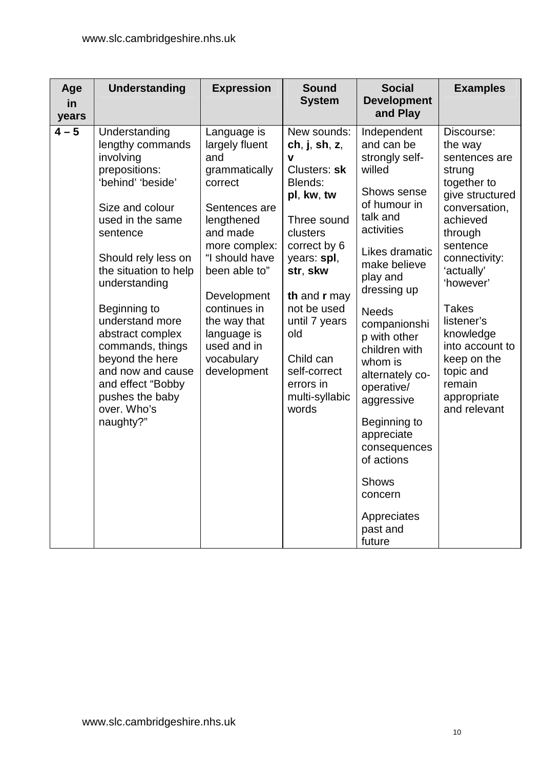| Age in years | Understanding | Expression | Sound System | Social Development and Play | Examples |
|---|---|---|---|---|---|
| **4 – 5** | Understanding lengthy commands involving prepositions: 'behind' 'beside'<br><br>Size and colour used in the same sentence<br><br>Should rely less on the situation to help understanding<br><br>Beginning to understand more abstract complex commands, things beyond the here and now and cause and effect "Bobby pushes the baby over. Who's naughty?" | Language is largely fluent and grammatically correct<br><br>Sentences are lengthened and made more complex: "I should have been able to"<br><br>Development continues in the way that language is used and in vocabulary development | New sounds: **ch**, **j**, **sh**, **z**, **v**<br>Clusters: **sk**<br>Blends: **pl**, **kw**, **tw**<br><br>Three sound clusters correct by 6 years: **spl**, **str**, **skw**<br><br>**th** and **r** may not be used until 7 years old<br><br>Child can self-correct errors in multi-syllabic words | Independent and can be strongly self-willed<br><br>Shows sense of humour in talk and activities<br><br>Likes dramatic make believe play and dressing up<br><br>Needs companionship with other children with whom is alternately co-operative/ aggressive<br><br>Beginning to appreciate consequences of actions<br><br>Shows concern<br><br>Appreciates past and future | Discourse: the way sentences are strung together to give structured conversation, achieved through sentence connectivity: 'actually' 'however'<br><br>Takes listener's knowledge into account to keep on the topic and remain appropriate and relevant |